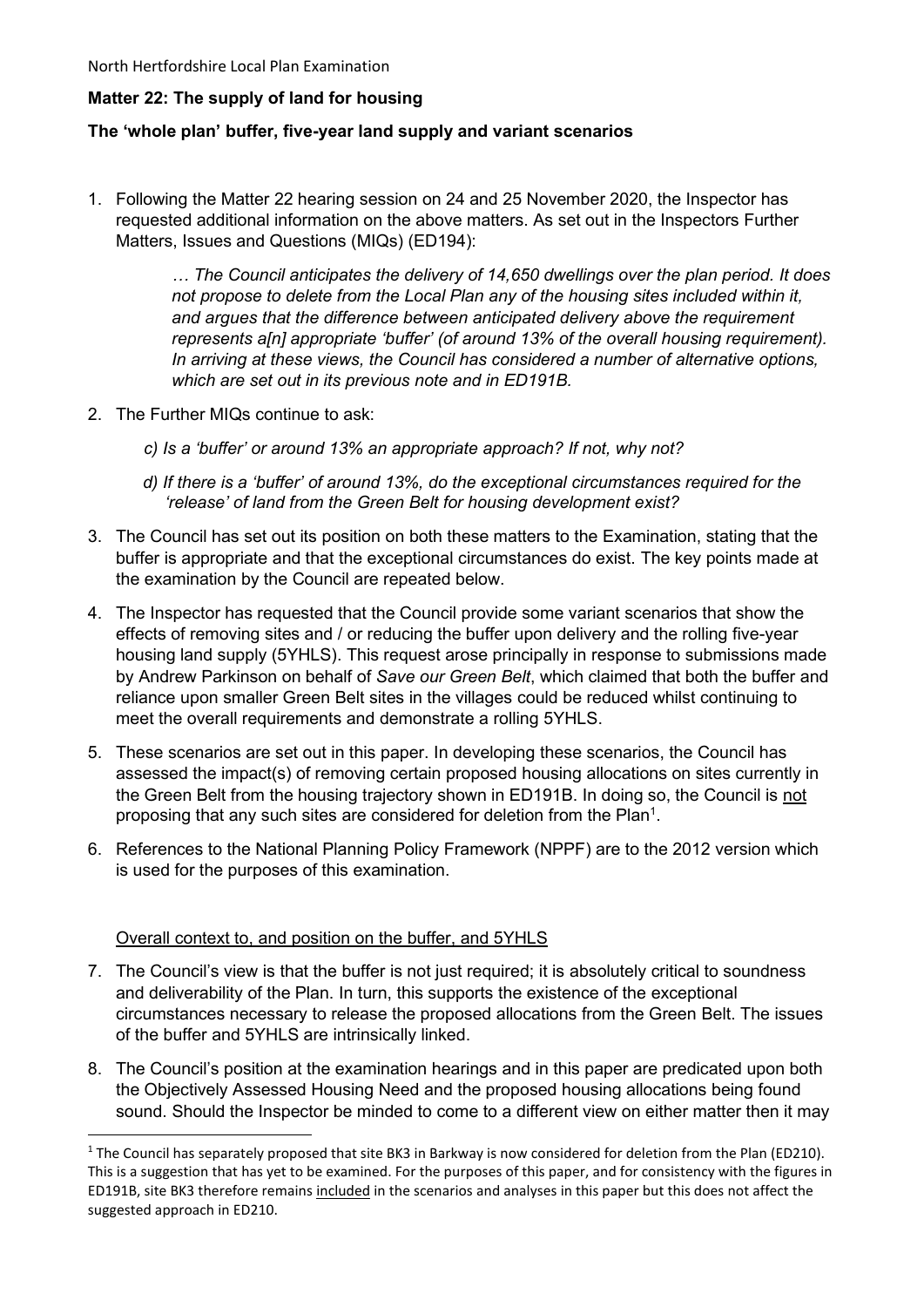North Hertfordshire Local Plan Examination

**Matter 22: The supply of land for housing**

**The 'whole plan' buffer, five-year land supply and variant scenarios**

1. Following the Matter 22 hearing session on 24 and 25 November 2020, the Inspector has requested additional information on the above matters. As set out in the Inspectors Further Matters, Issues and Questions (MIQs) (ED194):

   > *… The Council anticipates the delivery of 14,650 dwellings over the plan period. It does not propose to delete from the Local Plan any of the housing sites included within it, and argues that the difference between anticipated delivery above the requirement represents a[n] appropriate 'buffer' (of around 13% of the overall housing requirement). In arriving at these views, the Council has considered a number of alternative options, which are set out in its previous note and in ED191B.*

2. The Further MIQs continue to ask:

   *c) Is a 'buffer' or around 13% an appropriate approach? If not, why not?*

   *d) If there is a 'buffer' of around 13%, do the exceptional circumstances required for the 'release' of land from the Green Belt for housing development exist?*

3. The Council has set out its position on both these matters to the Examination, stating that the buffer is appropriate and that the exceptional circumstances do exist. The key points made at the examination by the Council are repeated below.

4. The Inspector has requested that the Council provide some variant scenarios that show the effects of removing sites and / or reducing the buffer upon delivery and the rolling five-year housing land supply (5YHLS). This request arose principally in response to submissions made by Andrew Parkinson on behalf of *Save our Green Belt*, which claimed that both the buffer and reliance upon smaller Green Belt sites in the villages could be reduced whilst continuing to meet the overall requirements and demonstrate a rolling 5YHLS.

5. These scenarios are set out in this paper. In developing these scenarios, the Council has assessed the impact(s) of removing certain proposed housing allocations on sites currently in the Green Belt from the housing trajectory shown in ED191B. In doing so, the Council is <u>not</u> proposing that any such sites are considered for deletion from the Plan[1].

6. References to the National Planning Policy Framework (NPPF) are to the 2012 version which is used for the purposes of this examination.

<u>Overall context to, and position on the buffer, and 5YHLS</u>

7. The Council's view is that the buffer is not just required; it is absolutely critical to soundness and deliverability of the Plan. In turn, this supports the existence of the exceptional circumstances necessary to release the proposed allocations from the Green Belt. The issues of the buffer and 5YHLS are intrinsically linked.

8. The Council's position at the examination hearings and in this paper are predicated upon both the Objectively Assessed Housing Need and the proposed housing allocations being found sound. Should the Inspector be minded to come to a different view on either matter then it may

[1] The Council has separately proposed that site BK3 in Barkway is now considered for deletion from the Plan (ED210). This is a suggestion that has yet to be examined. For the purposes of this paper, and for consistency with the figures in ED191B, site BK3 therefore remains <u>included</u> in the scenarios and analyses in this paper but this does not affect the suggested approach in ED210.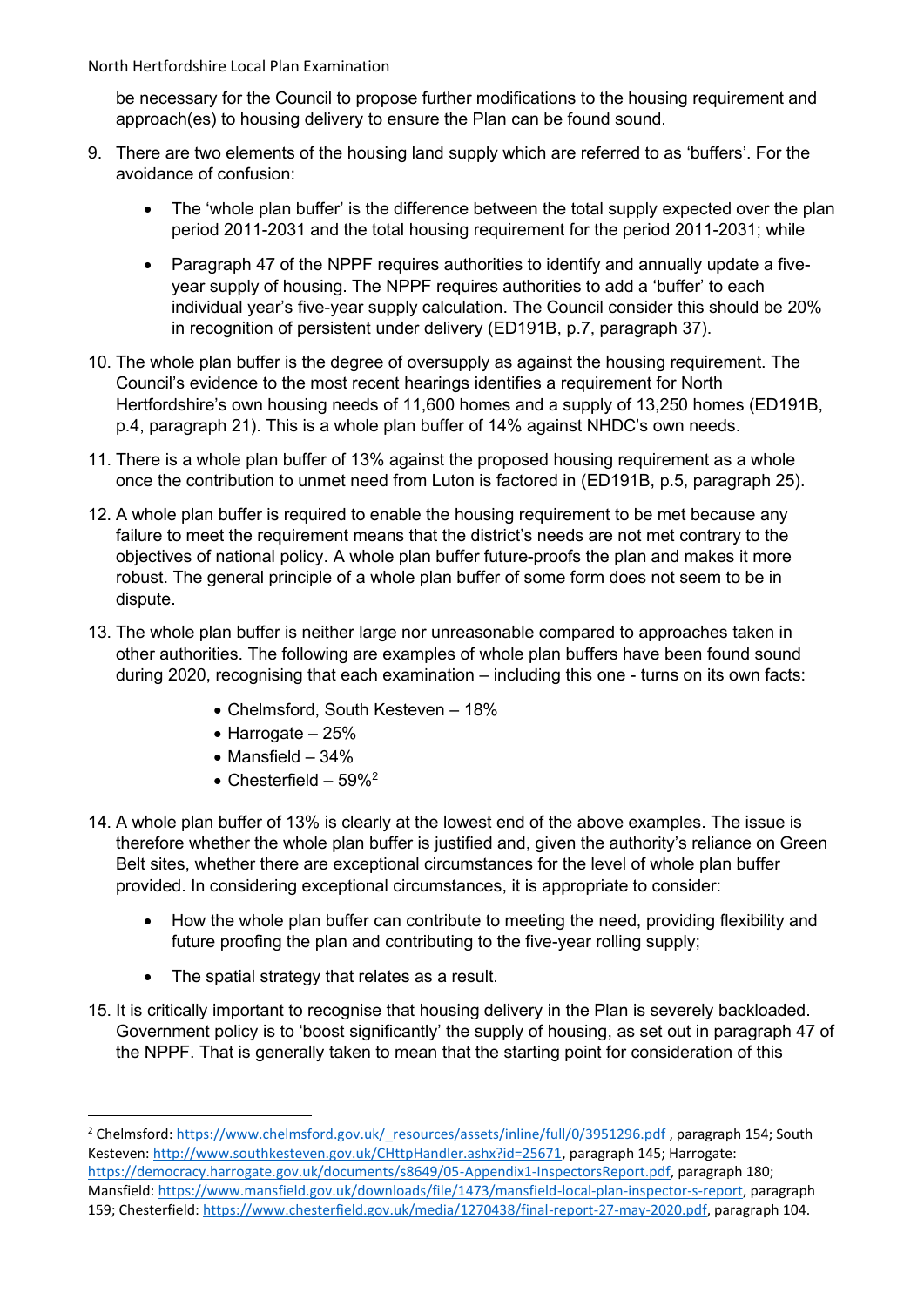be necessary for the Council to propose further modifications to the housing requirement and approach(es) to housing delivery to ensure the Plan can be found sound.

9. There are two elements of the housing land supply which are referred to as 'buffers'. For the avoidance of confusion:

   - The 'whole plan buffer' is the difference between the total supply expected over the plan period 2011-2031 and the total housing requirement for the period 2011-2031; while

   - Paragraph 47 of the NPPF requires authorities to identify and annually update a five-year supply of housing. The NPPF requires authorities to add a 'buffer' to each individual year's five-year supply calculation. The Council consider this should be 20% in recognition of persistent under delivery (ED191B, p.7, paragraph 37).

10. The whole plan buffer is the degree of oversupply as against the housing requirement. The Council's evidence to the most recent hearings identifies a requirement for North Hertfordshire's own housing needs of 11,600 homes and a supply of 13,250 homes (ED191B, p.4, paragraph 21). This is a whole plan buffer of 14% against NHDC's own needs.

11. There is a whole plan buffer of 13% against the proposed housing requirement as a whole once the contribution to unmet need from Luton is factored in (ED191B, p.5, paragraph 25).

12. A whole plan buffer is required to enable the housing requirement to be met because any failure to meet the requirement means that the district's needs are not met contrary to the objectives of national policy. A whole plan buffer future-proofs the plan and makes it more robust. The general principle of a whole plan buffer of some form does not seem to be in dispute.

13. The whole plan buffer is neither large nor unreasonable compared to approaches taken in other authorities. The following are examples of whole plan buffers have been found sound during 2020, recognising that each examination – including this one - turns on its own facts:

    - Chelmsford, South Kesteven – 18%
    - Harrogate – 25%
    - Mansfield – 34%
    - Chesterfield – 59%[2]

14. A whole plan buffer of 13% is clearly at the lowest end of the above examples. The issue is therefore whether the whole plan buffer is justified and, given the authority's reliance on Green Belt sites, whether there are exceptional circumstances for the level of whole plan buffer provided. In considering exceptional circumstances, it is appropriate to consider:

    - How the whole plan buffer can contribute to meeting the need, providing flexibility and future proofing the plan and contributing to the five-year rolling supply;

    - The spatial strategy that relates as a result.

15. It is critically important to recognise that housing delivery in the Plan is severely backloaded. Government policy is to 'boost significantly' the supply of housing, as set out in paragraph 47 of the NPPF. That is generally taken to mean that the starting point for consideration of this

---

[2] Chelmsford: https://www.chelmsford.gov.uk/_resources/assets/inline/full/0/3951296.pdf , paragraph 154; South Kesteven: http://www.southkesteven.gov.uk/CHttpHandler.ashx?id=25671, paragraph 145; Harrogate: https://democracy.harrogate.gov.uk/documents/s8649/05-Appendix1-InspectorsReport.pdf, paragraph 180; Mansfield: https://www.mansfield.gov.uk/downloads/file/1473/mansfield-local-plan-inspector-s-report, paragraph 159; Chesterfield: https://www.chesterfield.gov.uk/media/1270438/final-report-27-may-2020.pdf, paragraph 104.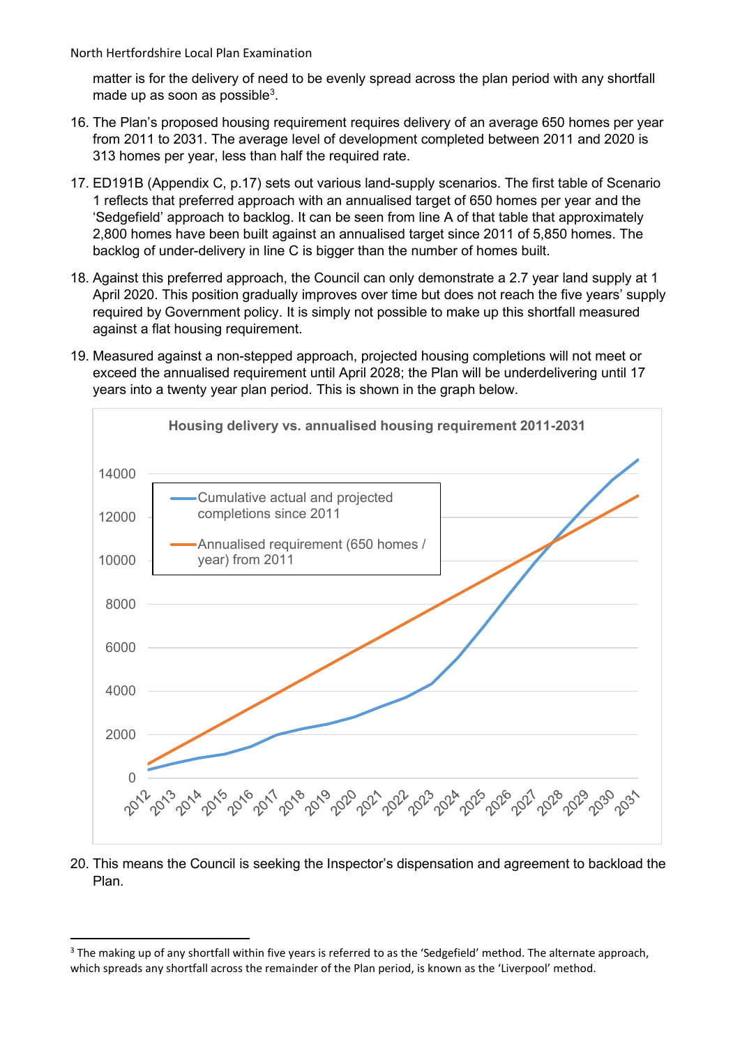matter is for the delivery of need to be evenly spread across the plan period with any shortfall made up as soon as possible[3].

16. The Plan's proposed housing requirement requires delivery of an average 650 homes per year from 2011 to 2031. The average level of development completed between 2011 and 2020 is 313 homes per year, less than half the required rate.

17. ED191B (Appendix C, p.17) sets out various land-supply scenarios. The first table of Scenario 1 reflects that preferred approach with an annualised target of 650 homes per year and the 'Sedgefield' approach to backlog. It can be seen from line A of that table that approximately 2,800 homes have been built against an annualised target since 2011 of 5,850 homes. The backlog of under-delivery in line C is bigger than the number of homes built.

18. Against this preferred approach, the Council can only demonstrate a 2.7 year land supply at 1 April 2020. This position gradually improves over time but does not reach the five years' supply required by Government policy. It is simply not possible to make up this shortfall measured against a flat housing requirement.

19. Measured against a non-stepped approach, projected housing completions will not meet or exceed the annualised requirement until April 2028; the Plan will be underdelivering until 17 years into a twenty year plan period. This is shown in the graph below.

**Housing delivery vs. annualised housing requirement 2011-2031**

- Cumulative actual and projected completions since 2011
- Annualised requirement (650 homes / year) from 2011

20. This means the Council is seeking the Inspector's dispensation and agreement to backload the Plan.

---

[3] The making up of any shortfall within five years is referred to as the 'Sedgefield' method. The alternate approach, which spreads any shortfall across the remainder of the Plan period, is known as the 'Liverpool' method.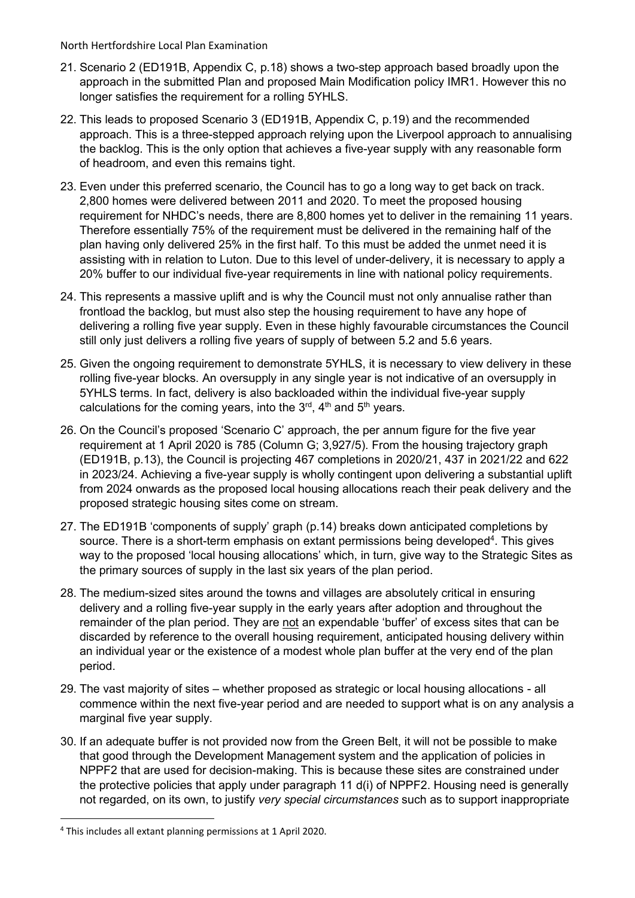21. Scenario 2 (ED191B, Appendix C, p.18) shows a two-step approach based broadly upon the approach in the submitted Plan and proposed Main Modification policy IMR1. However this no longer satisfies the requirement for a rolling 5YHLS.

22. This leads to proposed Scenario 3 (ED191B, Appendix C, p.19) and the recommended approach. This is a three-stepped approach relying upon the Liverpool approach to annualising the backlog. This is the only option that achieves a five-year supply with any reasonable form of headroom, and even this remains tight.

23. Even under this preferred scenario, the Council has to go a long way to get back on track. 2,800 homes were delivered between 2011 and 2020. To meet the proposed housing requirement for NHDC's needs, there are 8,800 homes yet to deliver in the remaining 11 years. Therefore essentially 75% of the requirement must be delivered in the remaining half of the plan having only delivered 25% in the first half. To this must be added the unmet need it is assisting with in relation to Luton. Due to this level of under-delivery, it is necessary to apply a 20% buffer to our individual five-year requirements in line with national policy requirements.

24. This represents a massive uplift and is why the Council must not only annualise rather than frontload the backlog, but must also step the housing requirement to have any hope of delivering a rolling five year supply. Even in these highly favourable circumstances the Council still only just delivers a rolling five years of supply of between 5.2 and 5.6 years.

25. Given the ongoing requirement to demonstrate 5YHLS, it is necessary to view delivery in these rolling five-year blocks. An oversupply in any single year is not indicative of an oversupply in 5YHLS terms. In fact, delivery is also backloaded within the individual five-year supply calculations for the coming years, into the 3rd, 4th and 5th years.

26. On the Council's proposed 'Scenario C' approach, the per annum figure for the five year requirement at 1 April 2020 is 785 (Column G; 3,927/5). From the housing trajectory graph (ED191B, p.13), the Council is projecting 467 completions in 2020/21, 437 in 2021/22 and 622 in 2023/24. Achieving a five-year supply is wholly contingent upon delivering a substantial uplift from 2024 onwards as the proposed local housing allocations reach their peak delivery and the proposed strategic housing sites come on stream.

27. The ED191B 'components of supply' graph (p.14) breaks down anticipated completions by source. There is a short-term emphasis on extant permissions being developed[4]. This gives way to the proposed 'local housing allocations' which, in turn, give way to the Strategic Sites as the primary sources of supply in the last six years of the plan period.

28. The medium-sized sites around the towns and villages are absolutely critical in ensuring delivery and a rolling five-year supply in the early years after adoption and throughout the remainder of the plan period. They are not an expendable 'buffer' of excess sites that can be discarded by reference to the overall housing requirement, anticipated housing delivery within an individual year or the existence of a modest whole plan buffer at the very end of the plan period.

29. The vast majority of sites – whether proposed as strategic or local housing allocations - all commence within the next five-year period and are needed to support what is on any analysis a marginal five year supply.

30. If an adequate buffer is not provided now from the Green Belt, it will not be possible to make that good through the Development Management system and the application of policies in NPPF2 that are used for decision-making. This is because these sites are constrained under the protective policies that apply under paragraph 11 d(i) of NPPF2. Housing need is generally not regarded, on its own, to justify *very special circumstances* such as to support inappropriate

[4] This includes all extant planning permissions at 1 April 2020.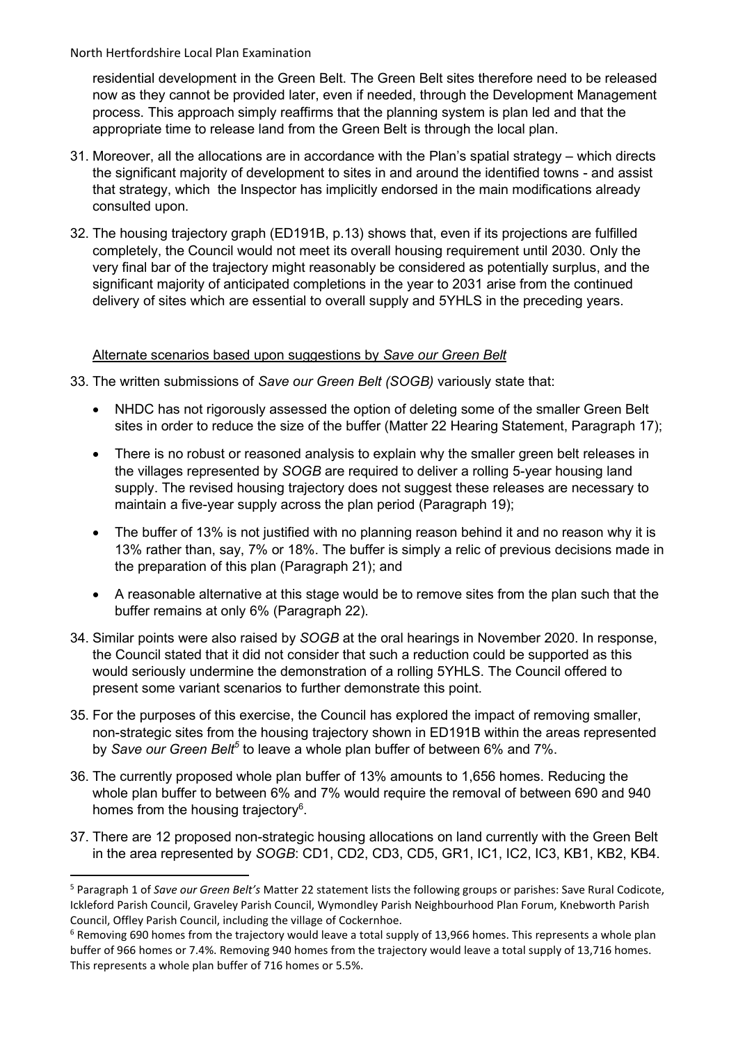residential development in the Green Belt. The Green Belt sites therefore need to be released now as they cannot be provided later, even if needed, through the Development Management process. This approach simply reaffirms that the planning system is plan led and that the appropriate time to release land from the Green Belt is through the local plan.

31. Moreover, all the allocations are in accordance with the Plan's spatial strategy – which directs the significant majority of development to sites in and around the identified towns - and assist that strategy, which the Inspector has implicitly endorsed in the main modifications already consulted upon.

32. The housing trajectory graph (ED191B, p.13) shows that, even if its projections are fulfilled completely, the Council would not meet its overall housing requirement until 2030. Only the very final bar of the trajectory might reasonably be considered as potentially surplus, and the significant majority of anticipated completions in the year to 2031 arise from the continued delivery of sites which are essential to overall supply and 5YHLS in the preceding years.

<u>Alternate scenarios based upon suggestions by *Save our Green Belt*</u>

33. The written submissions of *Save our Green Belt (SOGB)* variously state that:

   - NHDC has not rigorously assessed the option of deleting some of the smaller Green Belt sites in order to reduce the size of the buffer (Matter 22 Hearing Statement, Paragraph 17);
   - There is no robust or reasoned analysis to explain why the smaller green belt releases in the villages represented by *SOGB* are required to deliver a rolling 5-year housing land supply. The revised housing trajectory does not suggest these releases are necessary to maintain a five-year supply across the plan period (Paragraph 19);
   - The buffer of 13% is not justified with no planning reason behind it and no reason why it is 13% rather than, say, 7% or 18%. The buffer is simply a relic of previous decisions made in the preparation of this plan (Paragraph 21); and
   - A reasonable alternative at this stage would be to remove sites from the plan such that the buffer remains at only 6% (Paragraph 22).

34. Similar points were also raised by *SOGB* at the oral hearings in November 2020. In response, the Council stated that it did not consider that such a reduction could be supported as this would seriously undermine the demonstration of a rolling 5YHLS. The Council offered to present some variant scenarios to further demonstrate this point.

35. For the purposes of this exercise, the Council has explored the impact of removing smaller, non-strategic sites from the housing trajectory shown in ED191B within the areas represented by *Save our Green Belt*[5] to leave a whole plan buffer of between 6% and 7%.

36. The currently proposed whole plan buffer of 13% amounts to 1,656 homes. Reducing the whole plan buffer to between 6% and 7% would require the removal of between 690 and 940 homes from the housing trajectory[6].

37. There are 12 proposed non-strategic housing allocations on land currently with the Green Belt in the area represented by *SOGB*: CD1, CD2, CD3, CD5, GR1, IC1, IC2, IC3, KB1, KB2, KB4.

---

[5] Paragraph 1 of *Save our Green Belt's* Matter 22 statement lists the following groups or parishes: Save Rural Codicote, Ickleford Parish Council, Graveley Parish Council, Wymondley Parish Neighbourhood Plan Forum, Knebworth Parish Council, Offley Parish Council, including the village of Cockernhoe.

[6] Removing 690 homes from the trajectory would leave a total supply of 13,966 homes. This represents a whole plan buffer of 966 homes or 7.4%. Removing 940 homes from the trajectory would leave a total supply of 13,716 homes. This represents a whole plan buffer of 716 homes or 5.5%.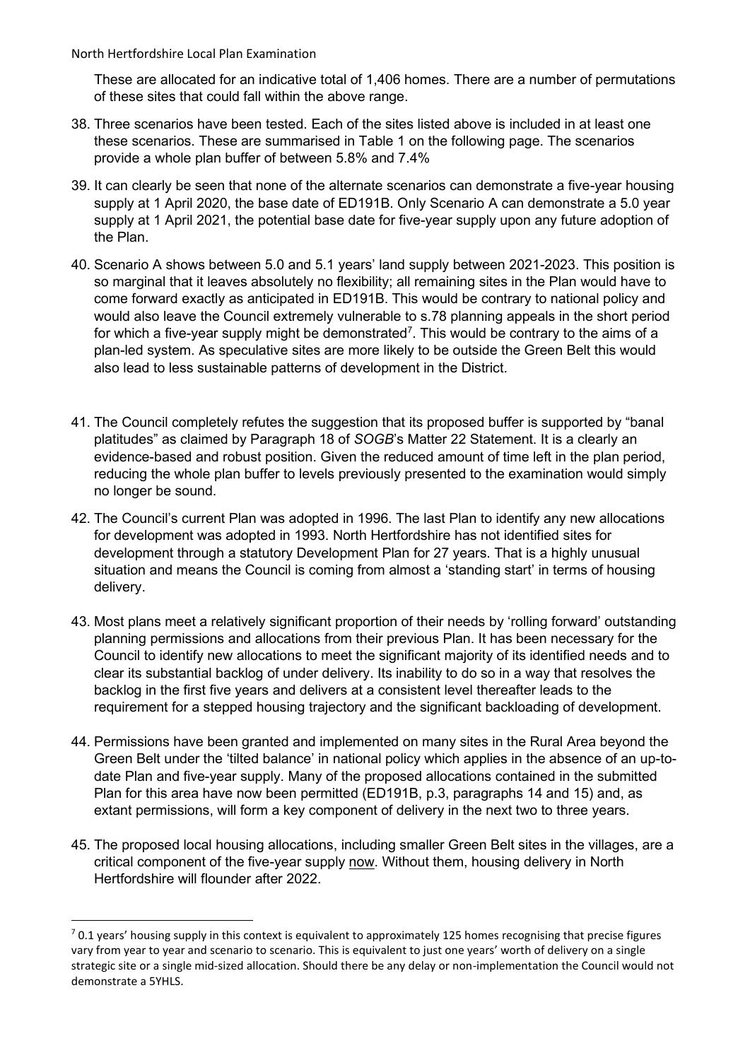These are allocated for an indicative total of 1,406 homes. There are a number of permutations of these sites that could fall within the above range.

38. Three scenarios have been tested. Each of the sites listed above is included in at least one these scenarios. These are summarised in Table 1 on the following page. The scenarios provide a whole plan buffer of between 5.8% and 7.4%

39. It can clearly be seen that none of the alternate scenarios can demonstrate a five-year housing supply at 1 April 2020, the base date of ED191B. Only Scenario A can demonstrate a 5.0 year supply at 1 April 2021, the potential base date for five-year supply upon any future adoption of the Plan.

40. Scenario A shows between 5.0 and 5.1 years' land supply between 2021-2023. This position is so marginal that it leaves absolutely no flexibility; all remaining sites in the Plan would have to come forward exactly as anticipated in ED191B. This would be contrary to national policy and would also leave the Council extremely vulnerable to s.78 planning appeals in the short period for which a five-year supply might be demonstrated[7]. This would be contrary to the aims of a plan-led system. As speculative sites are more likely to be outside the Green Belt this would also lead to less sustainable patterns of development in the District.

41. The Council completely refutes the suggestion that its proposed buffer is supported by "banal platitudes" as claimed by Paragraph 18 of *SOGB*'s Matter 22 Statement. It is a clearly an evidence-based and robust position. Given the reduced amount of time left in the plan period, reducing the whole plan buffer to levels previously presented to the examination would simply no longer be sound.

42. The Council's current Plan was adopted in 1996. The last Plan to identify any new allocations for development was adopted in 1993. North Hertfordshire has not identified sites for development through a statutory Development Plan for 27 years. That is a highly unusual situation and means the Council is coming from almost a 'standing start' in terms of housing delivery.

43. Most plans meet a relatively significant proportion of their needs by 'rolling forward' outstanding planning permissions and allocations from their previous Plan. It has been necessary for the Council to identify new allocations to meet the significant majority of its identified needs and to clear its substantial backlog of under delivery. Its inability to do so in a way that resolves the backlog in the first five years and delivers at a consistent level thereafter leads to the requirement for a stepped housing trajectory and the significant backloading of development.

44. Permissions have been granted and implemented on many sites in the Rural Area beyond the Green Belt under the 'tilted balance' in national policy which applies in the absence of an up-to-date Plan and five-year supply. Many of the proposed allocations contained in the submitted Plan for this area have now been permitted (ED191B, p.3, paragraphs 14 and 15) and, as extant permissions, will form a key component of delivery in the next two to three years.

45. The proposed local housing allocations, including smaller Green Belt sites in the villages, are a critical component of the five-year supply <u>now</u>. Without them, housing delivery in North Hertfordshire will flounder after 2022.

[7] 0.1 years' housing supply in this context is equivalent to approximately 125 homes recognising that precise figures vary from year to year and scenario to scenario. This is equivalent to just one years' worth of delivery on a single strategic site or a single mid-sized allocation. Should there be any delay or non-implementation the Council would not demonstrate a 5YHLS.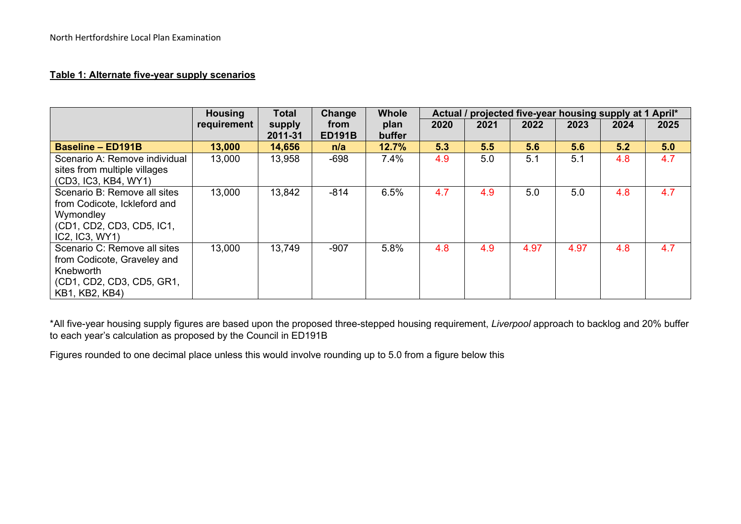**Table 1: Alternate five-year supply scenarios**

| | Housing requirement | Total supply 2011-31 | Change from ED191B | Whole plan buffer | Actual / projected five-year housing supply at 1 April* | | | | | |
|---|---|---|---|---|---|---|---|---|---|---|
| | | | | | 2020 | 2021 | 2022 | 2023 | 2024 | 2025 |
| **Baseline – ED191B** | **13,000** | **14,656** | **n/a** | **12.7%** | **5.3** | **5.5** | **5.6** | **5.6** | **5.2** | **5.0** |
| Scenario A: Remove individual sites from multiple villages (CD3, IC3, KB4, WY1) | 13,000 | 13,958 | -698 | 7.4% | 4.9 | 5.0 | 5.1 | 5.1 | 4.8 | 4.7 |
| Scenario B: Remove all sites from Codicote, Ickleford and Wymondley (CD1, CD2, CD3, CD5, IC1, IC2, IC3, WY1) | 13,000 | 13,842 | -814 | 6.5% | 4.7 | 4.9 | 5.0 | 5.0 | 4.8 | 4.7 |
| Scenario C: Remove all sites from Codicote, Graveley and Knebworth (CD1, CD2, CD3, CD5, GR1, KB1, KB2, KB4) | 13,000 | 13,749 | -907 | 5.8% | 4.8 | 4.9 | 4.97 | 4.97 | 4.8 | 4.7 |

*All five-year housing supply figures are based upon the proposed three-stepped housing requirement, *Liverpool* approach to backlog and 20% buffer to each year's calculation as proposed by the Council in ED191B

Figures rounded to one decimal place unless this would involve rounding up to 5.0 from a figure below this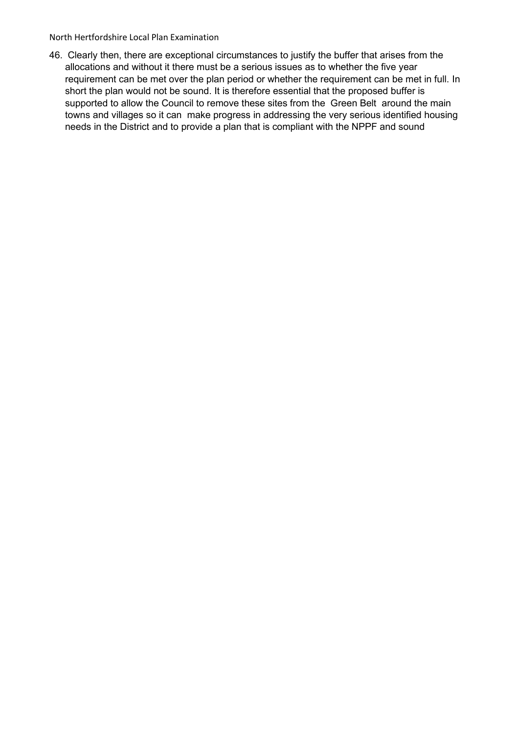46. Clearly then, there are exceptional circumstances to justify the buffer that arises from the allocations and without it there must be a serious issues as to whether the five year requirement can be met over the plan period or whether the requirement can be met in full. In short the plan would not be sound. It is therefore essential that the proposed buffer is supported to allow the Council to remove these sites from the Green Belt around the main towns and villages so it can make progress in addressing the very serious identified housing needs in the District and to provide a plan that is compliant with the NPPF and sound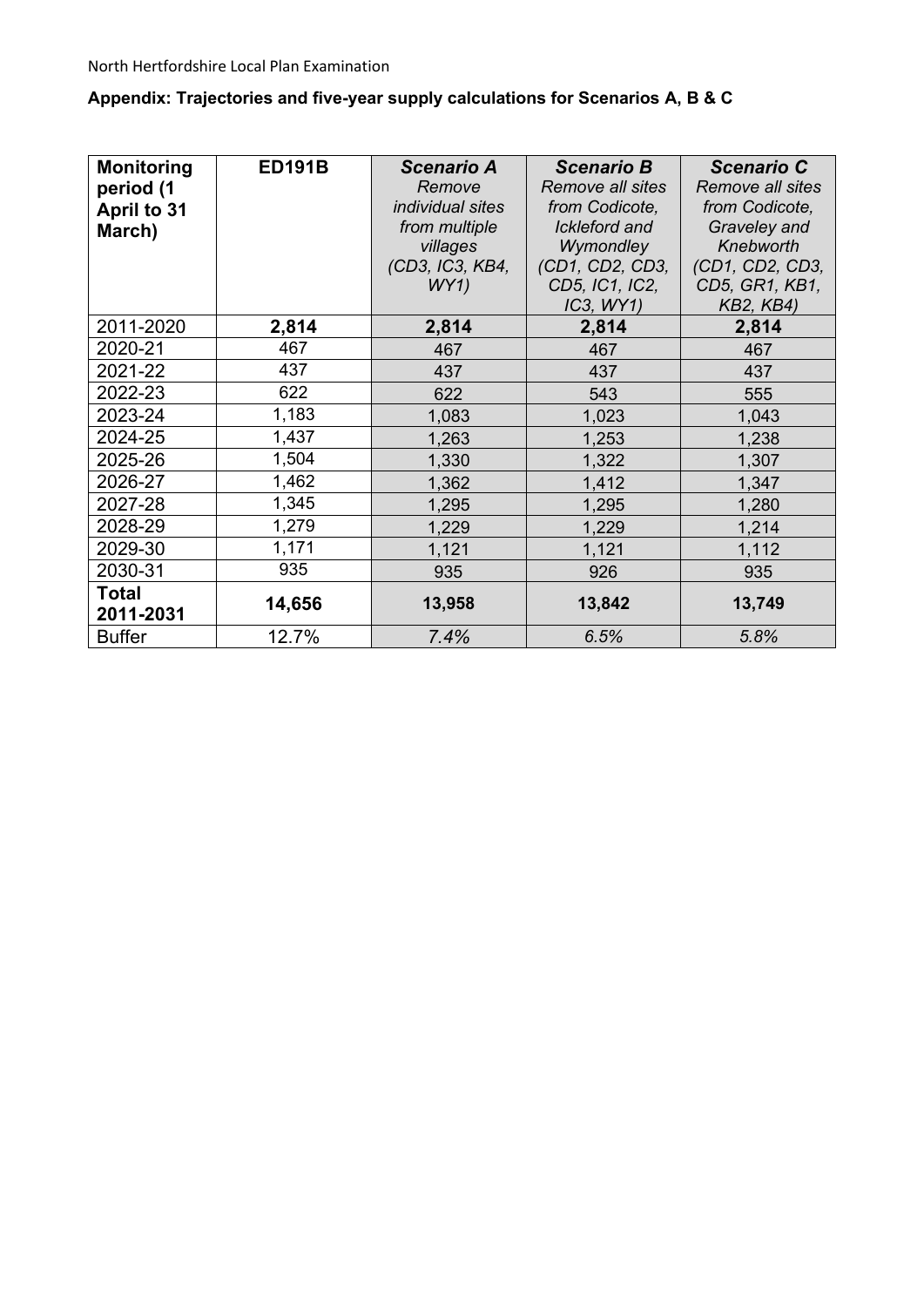**Appendix: Trajectories and five-year supply calculations for Scenarios A, B & C**

| **Monitoring period (1 April to 31 March)** | **ED191B** | ***Scenario A*** *Remove individual sites from multiple villages (CD3, IC3, KB4, WY1)* | ***Scenario B*** *Remove all sites from Codicote, Ickleford and Wymondley (CD1, CD2, CD3, CD5, IC1, IC2, IC3, WY1)* | ***Scenario C*** *Remove all sites from Codicote, Graveley and Knebworth (CD1, CD2, CD3, CD5, GR1, KB1, KB2, KB4)* |
|---|---|---|---|---|
| 2011-2020 | **2,814** | **2,814** | **2,814** | **2,814** |
| 2020-21 | 467 | 467 | 467 | 467 |
| 2021-22 | 437 | 437 | 437 | 437 |
| 2022-23 | 622 | 622 | 543 | 555 |
| 2023-24 | 1,183 | 1,083 | 1,023 | 1,043 |
| 2024-25 | 1,437 | 1,263 | 1,253 | 1,238 |
| 2025-26 | 1,504 | 1,330 | 1,322 | 1,307 |
| 2026-27 | 1,462 | 1,362 | 1,412 | 1,347 |
| 2027-28 | 1,345 | 1,295 | 1,295 | 1,280 |
| 2028-29 | 1,279 | 1,229 | 1,229 | 1,214 |
| 2029-30 | 1,171 | 1,121 | 1,121 | 1,112 |
| 2030-31 | 935 | 935 | 926 | 935 |
| **Total 2011-2031** | **14,656** | **13,958** | **13,842** | **13,749** |
| Buffer | 12.7% | *7.4%* | *6.5%* | *5.8%* |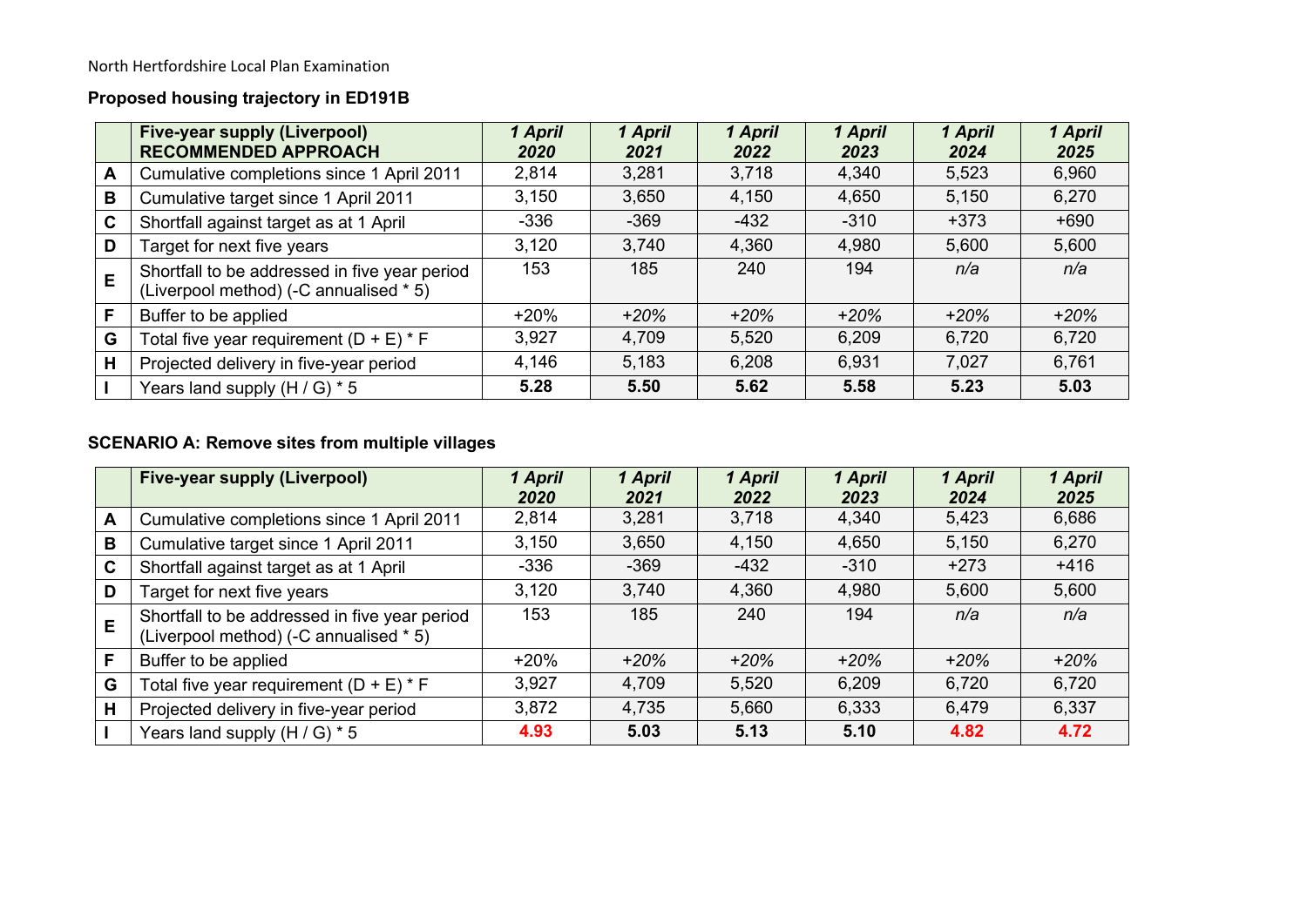North Hertfordshire Local Plan Examination

**Proposed housing trajectory in ED191B**

| | **Five-year supply (Liverpool) RECOMMENDED APPROACH** | ***1 April 2020*** | ***1 April 2021*** | ***1 April 2022*** | ***1 April 2023*** | ***1 April 2024*** | ***1 April 2025*** |
|---|---|---|---|---|---|---|---|
| **A** | Cumulative completions since 1 April 2011 | 2,814 | 3,281 | 3,718 | 4,340 | 5,523 | 6,960 |
| **B** | Cumulative target since 1 April 2011 | 3,150 | 3,650 | 4,150 | 4,650 | 5,150 | 6,270 |
| **C** | Shortfall against target as at 1 April | -336 | -369 | -432 | -310 | +373 | +690 |
| **D** | Target for next five years | 3,120 | 3,740 | 4,360 | 4,980 | 5,600 | 5,600 |
| **E** | Shortfall to be addressed in five year period (Liverpool method) (-C annualised * 5) | 153 | 185 | 240 | 194 | *n/a* | *n/a* |
| **F** | Buffer to be applied | +20% | *+20%* | *+20%* | *+20%* | *+20%* | *+20%* |
| **G** | Total five year requirement (D + E) * F | 3,927 | 4,709 | 5,520 | 6,209 | 6,720 | 6,720 |
| **H** | Projected delivery in five-year period | 4,146 | 5,183 | 6,208 | 6,931 | 7,027 | 6,761 |
| **I** | Years land supply (H / G) * 5 | **5.28** | **5.50** | **5.62** | **5.58** | **5.23** | **5.03** |

**SCENARIO A: Remove sites from multiple villages**

| | **Five-year supply (Liverpool)** | ***1 April 2020*** | ***1 April 2021*** | ***1 April 2022*** | ***1 April 2023*** | ***1 April 2024*** | ***1 April 2025*** |
|---|---|---|---|---|---|---|---|
| **A** | Cumulative completions since 1 April 2011 | 2,814 | 3,281 | 3,718 | 4,340 | 5,423 | 6,686 |
| **B** | Cumulative target since 1 April 2011 | 3,150 | 3,650 | 4,150 | 4,650 | 5,150 | 6,270 |
| **C** | Shortfall against target as at 1 April | -336 | -369 | -432 | -310 | +273 | +416 |
| **D** | Target for next five years | 3,120 | 3,740 | 4,360 | 4,980 | 5,600 | 5,600 |
| **E** | Shortfall to be addressed in five year period (Liverpool method) (-C annualised * 5) | 153 | 185 | 240 | 194 | *n/a* | *n/a* |
| **F** | Buffer to be applied | +20% | *+20%* | *+20%* | *+20%* | *+20%* | *+20%* |
| **G** | Total five year requirement (D + E) * F | 3,927 | 4,709 | 5,520 | 6,209 | 6,720 | 6,720 |
| **H** | Projected delivery in five-year period | 3,872 | 4,735 | 5,660 | 6,333 | 6,479 | 6,337 |
| **I** | Years land supply (H / G) * 5 | **4.93** | **5.03** | **5.13** | **5.10** | **4.82** | **4.72** |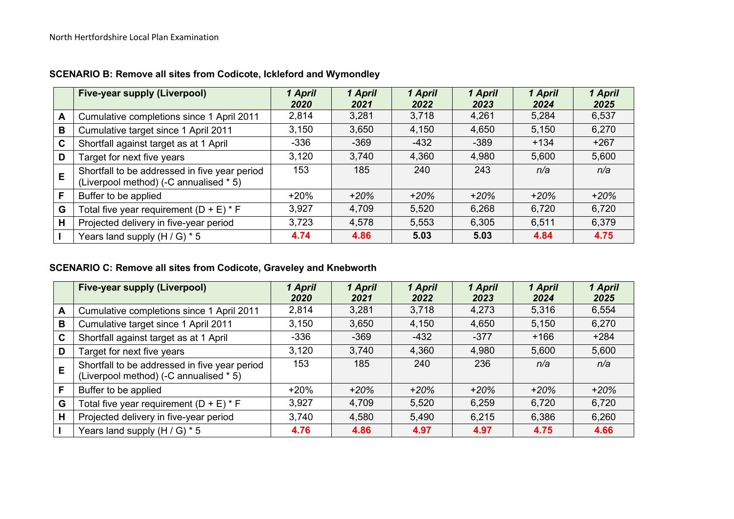**SCENARIO B: Remove all sites from Codicote, Ickleford and Wymondley**

| | Five-year supply (Liverpool) | *1 April 2020* | *1 April 2021* | *1 April 2022* | *1 April 2023* | *1 April 2024* | *1 April 2025* |
|---|---|---|---|---|---|---|---|
| **A** | Cumulative completions since 1 April 2011 | 2,814 | 3,281 | 3,718 | 4,261 | 5,284 | 6,537 |
| **B** | Cumulative target since 1 April 2011 | 3,150 | 3,650 | 4,150 | 4,650 | 5,150 | 6,270 |
| **C** | Shortfall against target as at 1 April | -336 | -369 | -432 | -389 | +134 | +267 |
| **D** | Target for next five years | 3,120 | 3,740 | 4,360 | 4,980 | 5,600 | 5,600 |
| **E** | Shortfall to be addressed in five year period (Liverpool method) (-C annualised * 5) | 153 | 185 | 240 | 243 | *n/a* | *n/a* |
| **F** | Buffer to be applied | +20% | *+20%* | *+20%* | *+20%* | *+20%* | *+20%* |
| **G** | Total five year requirement (D + E) * F | 3,927 | 4,709 | 5,520 | 6,268 | 6,720 | 6,720 |
| **H** | Projected delivery in five-year period | 3,723 | 4,578 | 5,553 | 6,305 | 6,511 | 6,379 |
| **I** | Years land supply (H / G) * 5 | **4.74** | **4.86** | **5.03** | **5.03** | **4.84** | **4.75** |

**SCENARIO C: Remove all sites from Codicote, Graveley and Knebworth**

| | Five-year supply (Liverpool) | *1 April 2020* | *1 April 2021* | *1 April 2022* | *1 April 2023* | *1 April 2024* | *1 April 2025* |
|---|---|---|---|---|---|---|---|
| **A** | Cumulative completions since 1 April 2011 | 2,814 | 3,281 | 3,718 | 4,273 | 5,316 | 6,554 |
| **B** | Cumulative target since 1 April 2011 | 3,150 | 3,650 | 4,150 | 4,650 | 5,150 | 6,270 |
| **C** | Shortfall against target as at 1 April | -336 | -369 | -432 | -377 | +166 | +284 |
| **D** | Target for next five years | 3,120 | 3,740 | 4,360 | 4,980 | 5,600 | 5,600 |
| **E** | Shortfall to be addressed in five year period (Liverpool method) (-C annualised * 5) | 153 | 185 | 240 | 236 | *n/a* | *n/a* |
| **F** | Buffer to be applied | +20% | *+20%* | *+20%* | *+20%* | *+20%* | *+20%* |
| **G** | Total five year requirement (D + E) * F | 3,927 | 4,709 | 5,520 | 6,259 | 6,720 | 6,720 |
| **H** | Projected delivery in five-year period | 3,740 | 4,580 | 5,490 | 6,215 | 6,386 | 6,260 |
| **I** | Years land supply (H / G) * 5 | **4.76** | **4.86** | **4.97** | **4.97** | **4.75** | **4.66** |